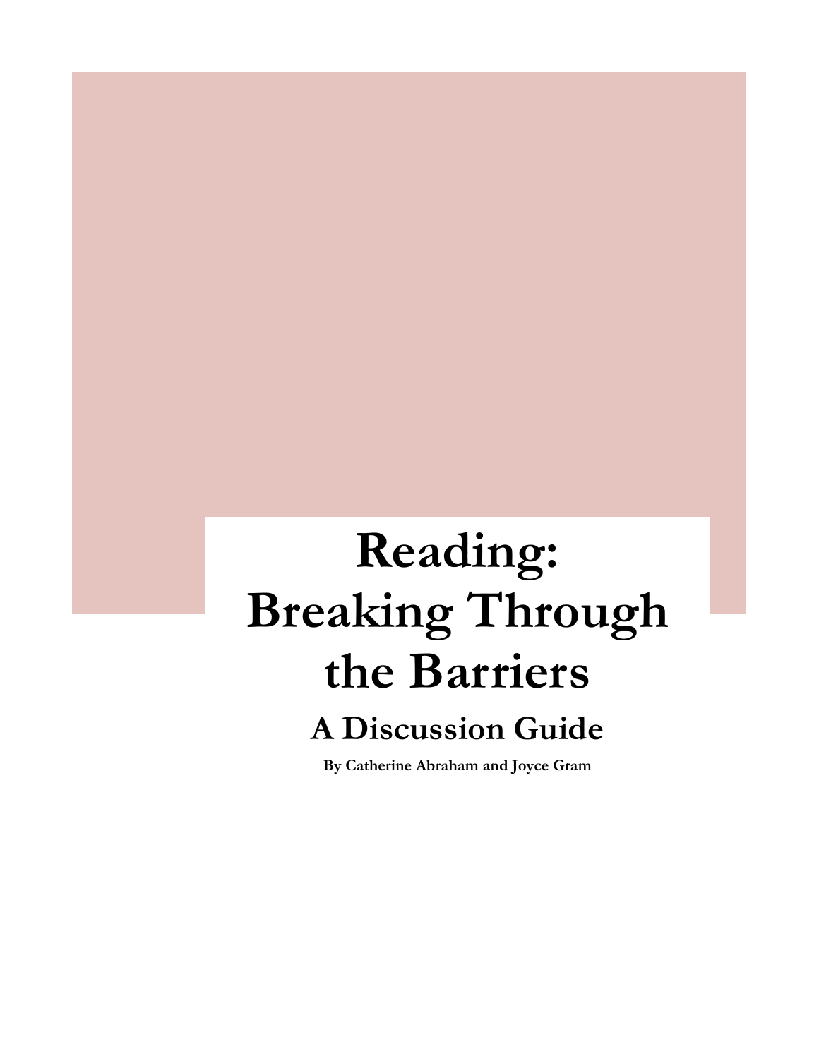# Reading: Breaking Through the Barriers

## A Discussion Guide

**By Catherine Abraham and Joyce Gram**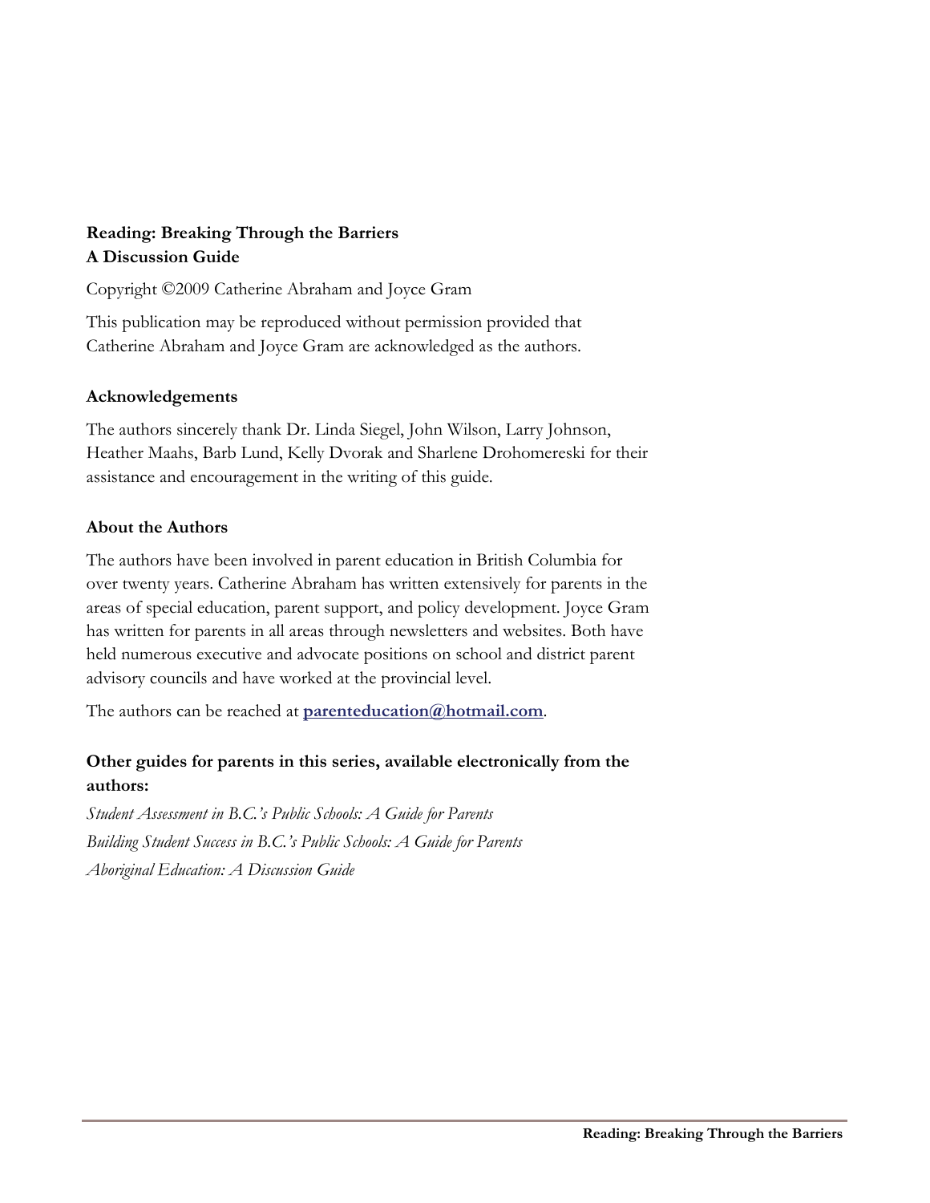**Reading: Breaking Through the Barriers**
**A Discussion Guide**

Copyright ©2009 Catherine Abraham and Joyce Gram

This publication may be reproduced without permission provided that Catherine Abraham and Joyce Gram are acknowledged as the authors.

### Acknowledgements

The authors sincerely thank Dr. Linda Siegel, John Wilson, Larry Johnson, Heather Maahs, Barb Lund, Kelly Dvorak and Sharlene Drohomereski for their assistance and encouragement in the writing of this guide.

### About the Authors

The authors have been involved in parent education in British Columbia for over twenty years. Catherine Abraham has written extensively for parents in the areas of special education, parent support, and policy development. Joyce Gram has written for parents in all areas through newsletters and websites. Both have held numerous executive and advocate positions on school and district parent advisory councils and have worked at the provincial level.

The authors can be reached at **parenteducation@hotmail.com**.

### Other guides for parents in this series, available electronically from the authors:

*Student Assessment in B.C.'s Public Schools: A Guide for Parents*
*Building Student Success in B.C.'s Public Schools: A Guide for Parents*
*Aboriginal Education: A Discussion Guide*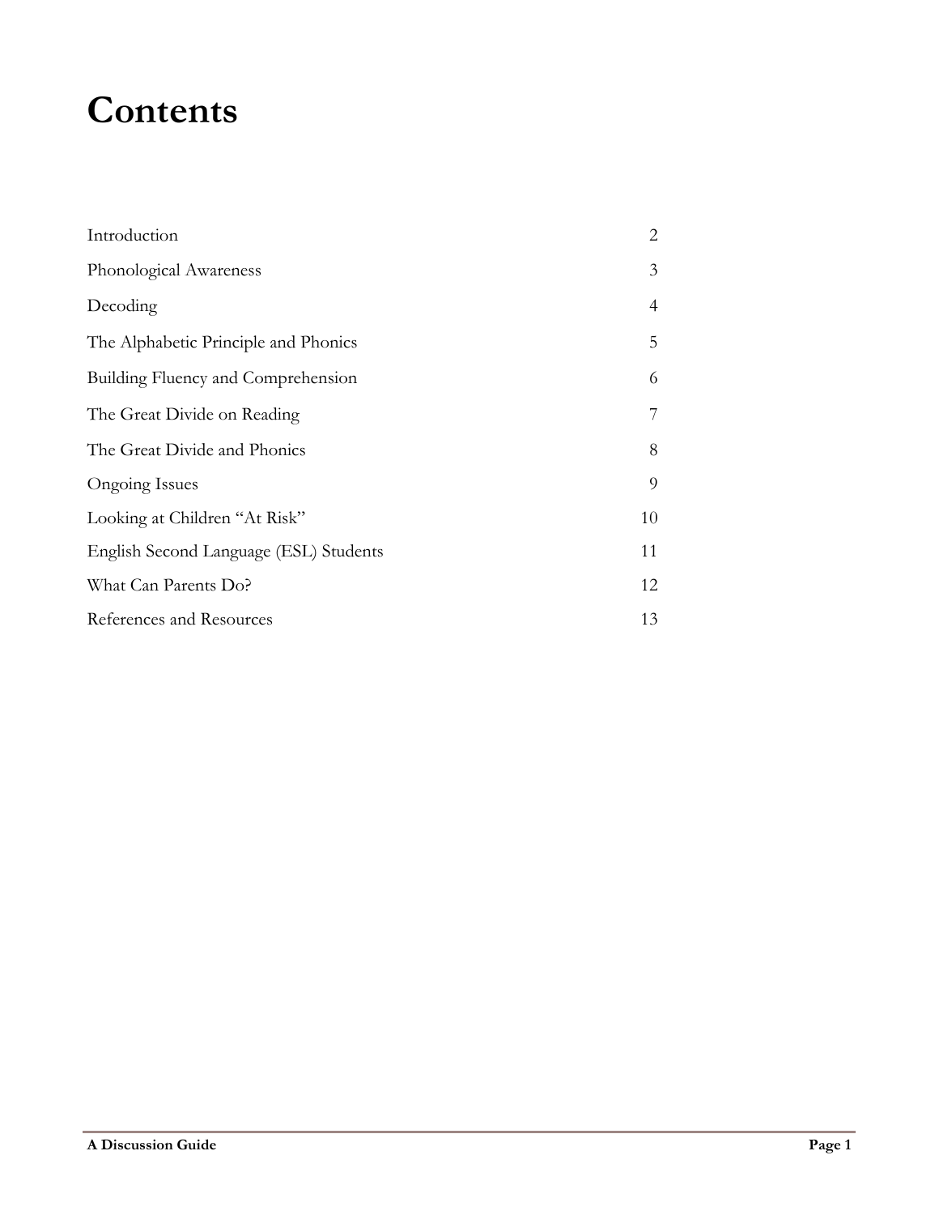# Contents

| | |
|---|---|
| Introduction | 2 |
| Phonological Awareness | 3 |
| Decoding | 4 |
| The Alphabetic Principle and Phonics | 5 |
| Building Fluency and Comprehension | 6 |
| The Great Divide on Reading | 7 |
| The Great Divide and Phonics | 8 |
| Ongoing Issues | 9 |
| Looking at Children "At Risk" | 10 |
| English Second Language (ESL) Students | 11 |
| What Can Parents Do? | 12 |
| References and Resources | 13 |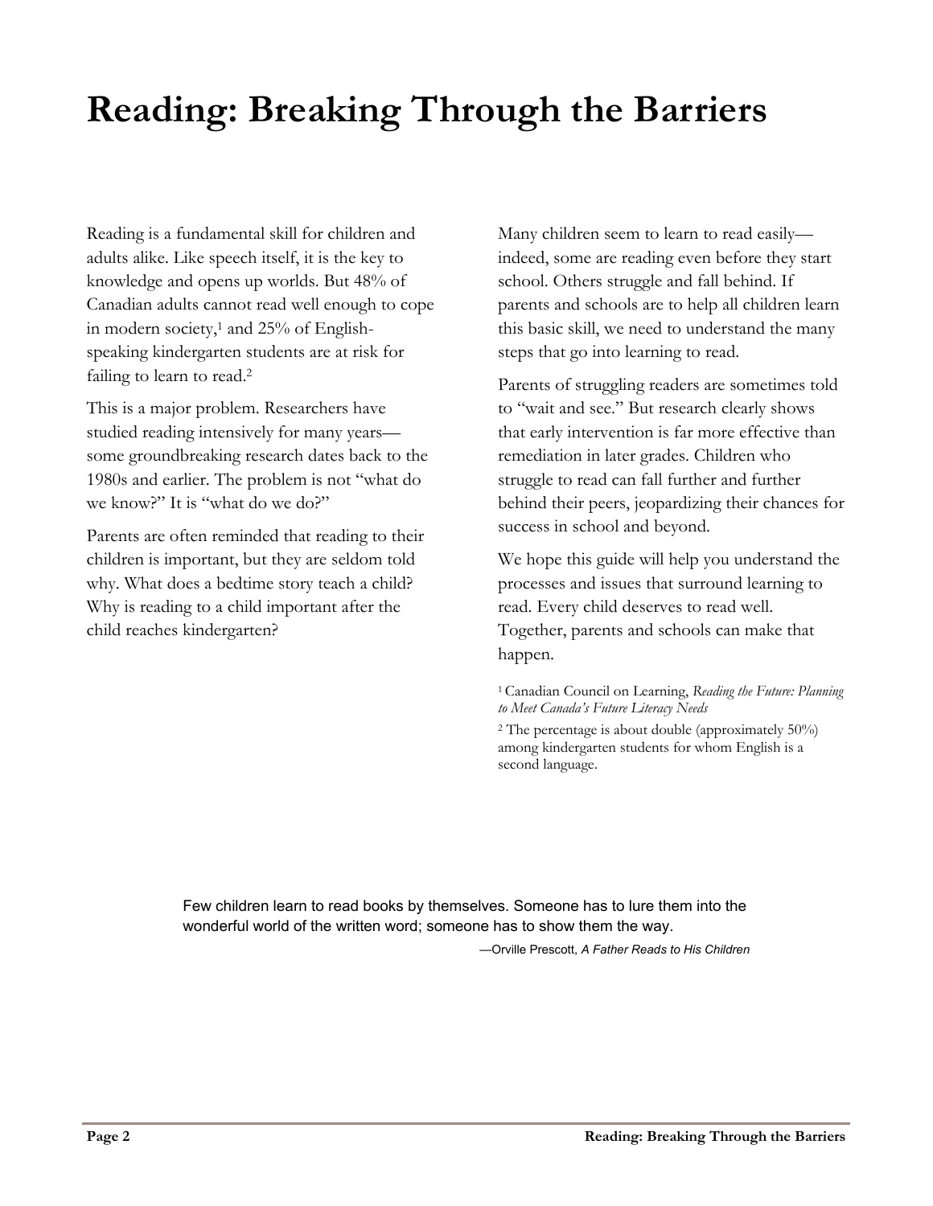# Reading: Breaking Through the Barriers

Reading is a fundamental skill for children and adults alike. Like speech itself, it is the key to knowledge and opens up worlds. But 48% of Canadian adults cannot read well enough to cope in modern society,[1] and 25% of English-speaking kindergarten students are at risk for failing to learn to read.[2]

This is a major problem. Researchers have studied reading intensively for many years—some groundbreaking research dates back to the 1980s and earlier. The problem is not "what do we know?" It is "what do we do?"

Parents are often reminded that reading to their children is important, but they are seldom told why. What does a bedtime story teach a child? Why is reading to a child important after the child reaches kindergarten?

Many children seem to learn to read easily—indeed, some are reading even before they start school. Others struggle and fall behind. If parents and schools are to help all children learn this basic skill, we need to understand the many steps that go into learning to read.

Parents of struggling readers are sometimes told to "wait and see." But research clearly shows that early intervention is far more effective than remediation in later grades. Children who struggle to read can fall further and further behind their peers, jeopardizing their chances for success in school and beyond.

We hope this guide will help you understand the processes and issues that surround learning to read. Every child deserves to read well. Together, parents and schools can make that happen.

[1] Canadian Council on Learning, *Reading the Future: Planning to Meet Canada's Future Literacy Needs*

[2] The percentage is about double (approximately 50%) among kindergarten students for whom English is a second language.

> Few children learn to read books by themselves. Someone has to lure them into the wonderful world of the written word; someone has to show them the way.
>
> —Orville Prescott, *A Father Reads to His Children*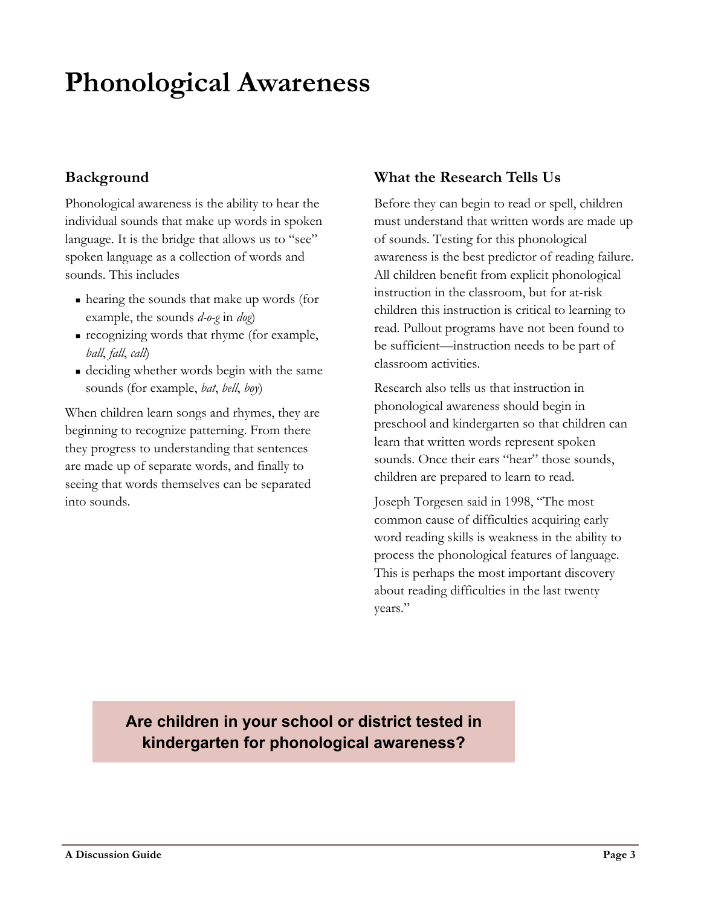# Phonological Awareness

## Background

Phonological awareness is the ability to hear the individual sounds that make up words in spoken language. It is the bridge that allows us to "see" spoken language as a collection of words and sounds. This includes

- hearing the sounds that make up words (for example, the sounds *d-o-g* in *dog*)
- recognizing words that rhyme (for example, *ball*, *fall*, *call*)
- deciding whether words begin with the same sounds (for example, *bat*, *bell*, *boy*)

When children learn songs and rhymes, they are beginning to recognize patterning. From there they progress to understanding that sentences are made up of separate words, and finally to seeing that words themselves can be separated into sounds.

## What the Research Tells Us

Before they can begin to read or spell, children must understand that written words are made up of sounds. Testing for this phonological awareness is the best predictor of reading failure. All children benefit from explicit phonological instruction in the classroom, but for at-risk children this instruction is critical to learning to read. Pullout programs have not been found to be sufficient—instruction needs to be part of classroom activities.

Research also tells us that instruction in phonological awareness should begin in preschool and kindergarten so that children can learn that written words represent spoken sounds. Once their ears "hear" those sounds, children are prepared to learn to read.

Joseph Torgesen said in 1998, "The most common cause of difficulties acquiring early word reading skills is weakness in the ability to process the phonological features of language. This is perhaps the most important discovery about reading difficulties in the last twenty years."

**Are children in your school or district tested in kindergarten for phonological awareness?**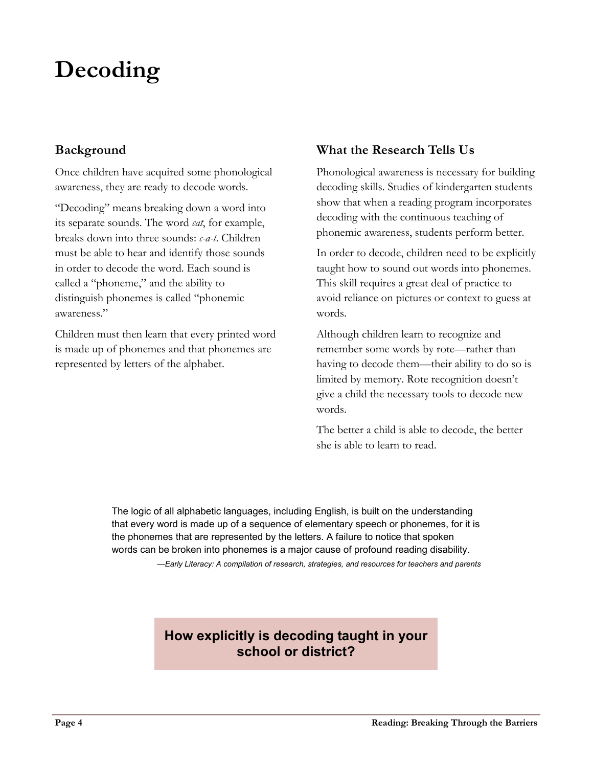# Decoding

## Background

Once children have acquired some phonological awareness, they are ready to decode words.

"Decoding" means breaking down a word into its separate sounds. The word *cat*, for example, breaks down into three sounds: *c-a-t*. Children must be able to hear and identify those sounds in order to decode the word. Each sound is called a "phoneme," and the ability to distinguish phonemes is called "phonemic awareness."

Children must then learn that every printed word is made up of phonemes and that phonemes are represented by letters of the alphabet.

## What the Research Tells Us

Phonological awareness is necessary for building decoding skills. Studies of kindergarten students show that when a reading program incorporates decoding with the continuous teaching of phonemic awareness, students perform better.

In order to decode, children need to be explicitly taught how to sound out words into phonemes. This skill requires a great deal of practice to avoid reliance on pictures or context to guess at words.

Although children learn to recognize and remember some words by rote—rather than having to decode them—their ability to do so is limited by memory. Rote recognition doesn't give a child the necessary tools to decode new words.

The better a child is able to decode, the better she is able to learn to read.

> The logic of all alphabetic languages, including English, is built on the understanding that every word is made up of a sequence of elementary speech or phonemes, for it is the phonemes that are represented by the letters. A failure to notice that spoken words can be broken into phonemes is a major cause of profound reading disability.
>
> —*Early Literacy: A compilation of research, strategies, and resources for teachers and parents*

**How explicitly is decoding taught in your school or district?**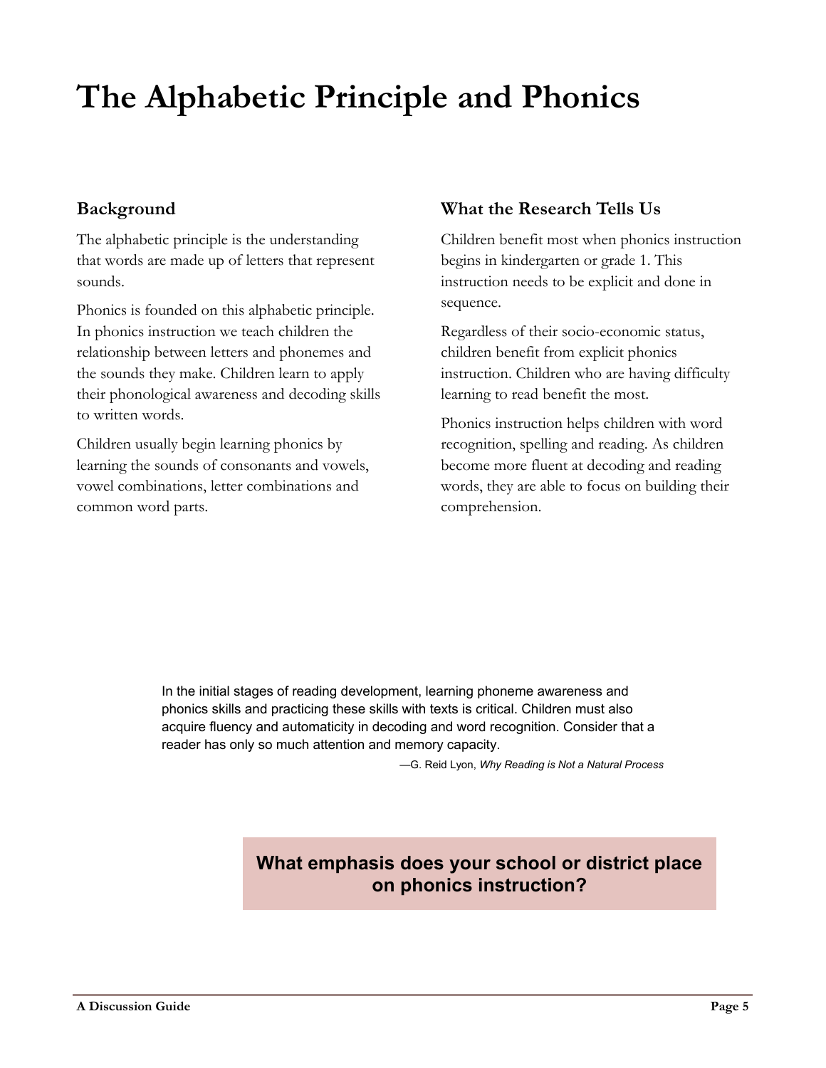# The Alphabetic Principle and Phonics

## Background

The alphabetic principle is the understanding that words are made up of letters that represent sounds.

Phonics is founded on this alphabetic principle. In phonics instruction we teach children the relationship between letters and phonemes and the sounds they make. Children learn to apply their phonological awareness and decoding skills to written words.

Children usually begin learning phonics by learning the sounds of consonants and vowels, vowel combinations, letter combinations and common word parts.

## What the Research Tells Us

Children benefit most when phonics instruction begins in kindergarten or grade 1. This instruction needs to be explicit and done in sequence.

Regardless of their socio-economic status, children benefit from explicit phonics instruction. Children who are having difficulty learning to read benefit the most.

Phonics instruction helps children with word recognition, spelling and reading. As children become more fluent at decoding and reading words, they are able to focus on building their comprehension.

> In the initial stages of reading development, learning phoneme awareness and phonics skills and practicing these skills with texts is critical. Children must also acquire fluency and automaticity in decoding and word recognition. Consider that a reader has only so much attention and memory capacity.
>
> —G. Reid Lyon, *Why Reading is Not a Natural Process*

**What emphasis does your school or district place on phonics instruction?**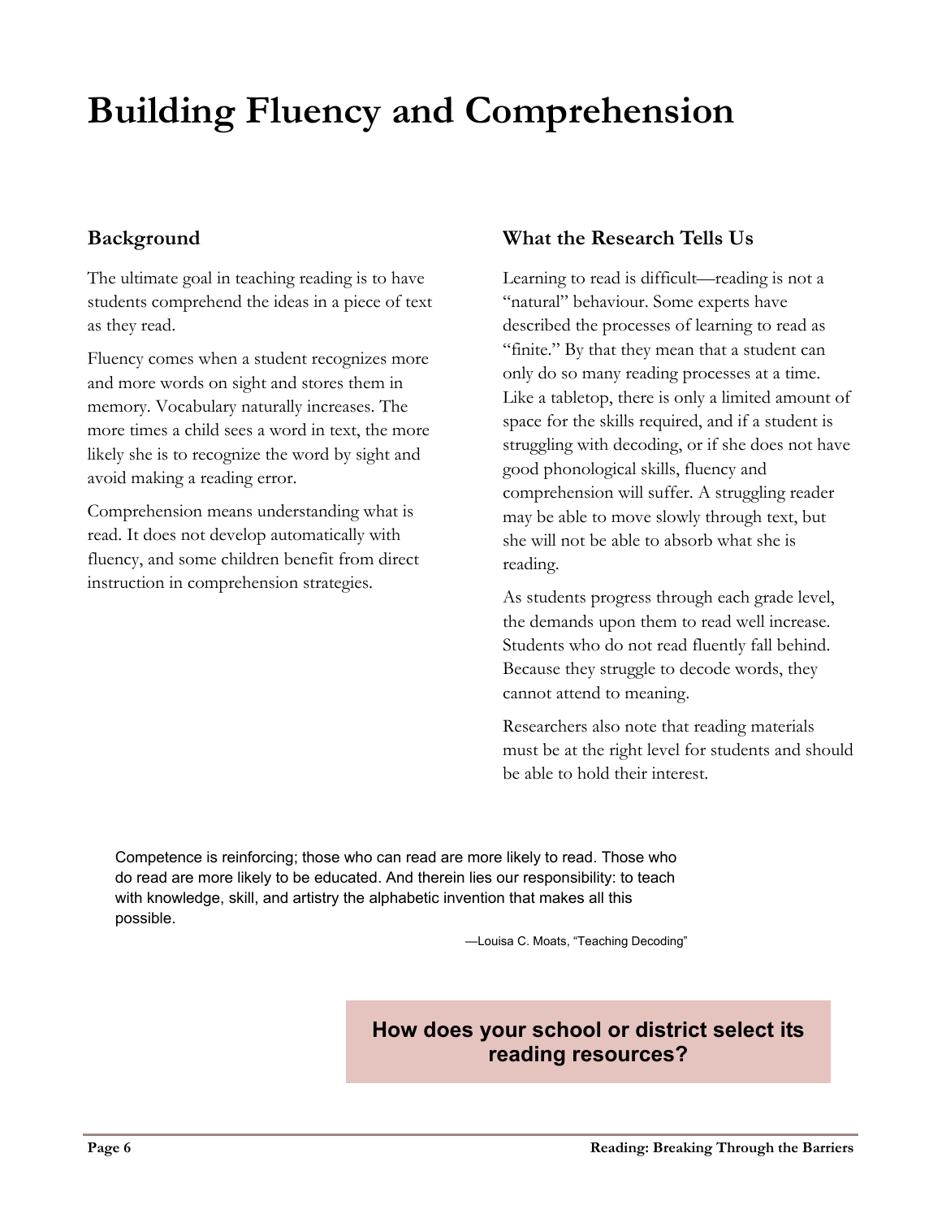# Building Fluency and Comprehension

## Background

The ultimate goal in teaching reading is to have students comprehend the ideas in a piece of text as they read.

Fluency comes when a student recognizes more and more words on sight and stores them in memory. Vocabulary naturally increases. The more times a child sees a word in text, the more likely she is to recognize the word by sight and avoid making a reading error.

Comprehension means understanding what is read. It does not develop automatically with fluency, and some children benefit from direct instruction in comprehension strategies.

## What the Research Tells Us

Learning to read is difficult—reading is not a "natural" behaviour. Some experts have described the processes of learning to read as "finite." By that they mean that a student can only do so many reading processes at a time. Like a tabletop, there is only a limited amount of space for the skills required, and if a student is struggling with decoding, or if she does not have good phonological skills, fluency and comprehension will suffer. A struggling reader may be able to move slowly through text, but she will not be able to absorb what she is reading.

As students progress through each grade level, the demands upon them to read well increase. Students who do not read fluently fall behind. Because they struggle to decode words, they cannot attend to meaning.

Researchers also note that reading materials must be at the right level for students and should be able to hold their interest.

> Competence is reinforcing; those who can read are more likely to read. Those who do read are more likely to be educated. And therein lies our responsibility: to teach with knowledge, skill, and artistry the alphabetic invention that makes all this possible.
>
> —Louisa C. Moats, "Teaching Decoding"

**How does your school or district select its reading resources?**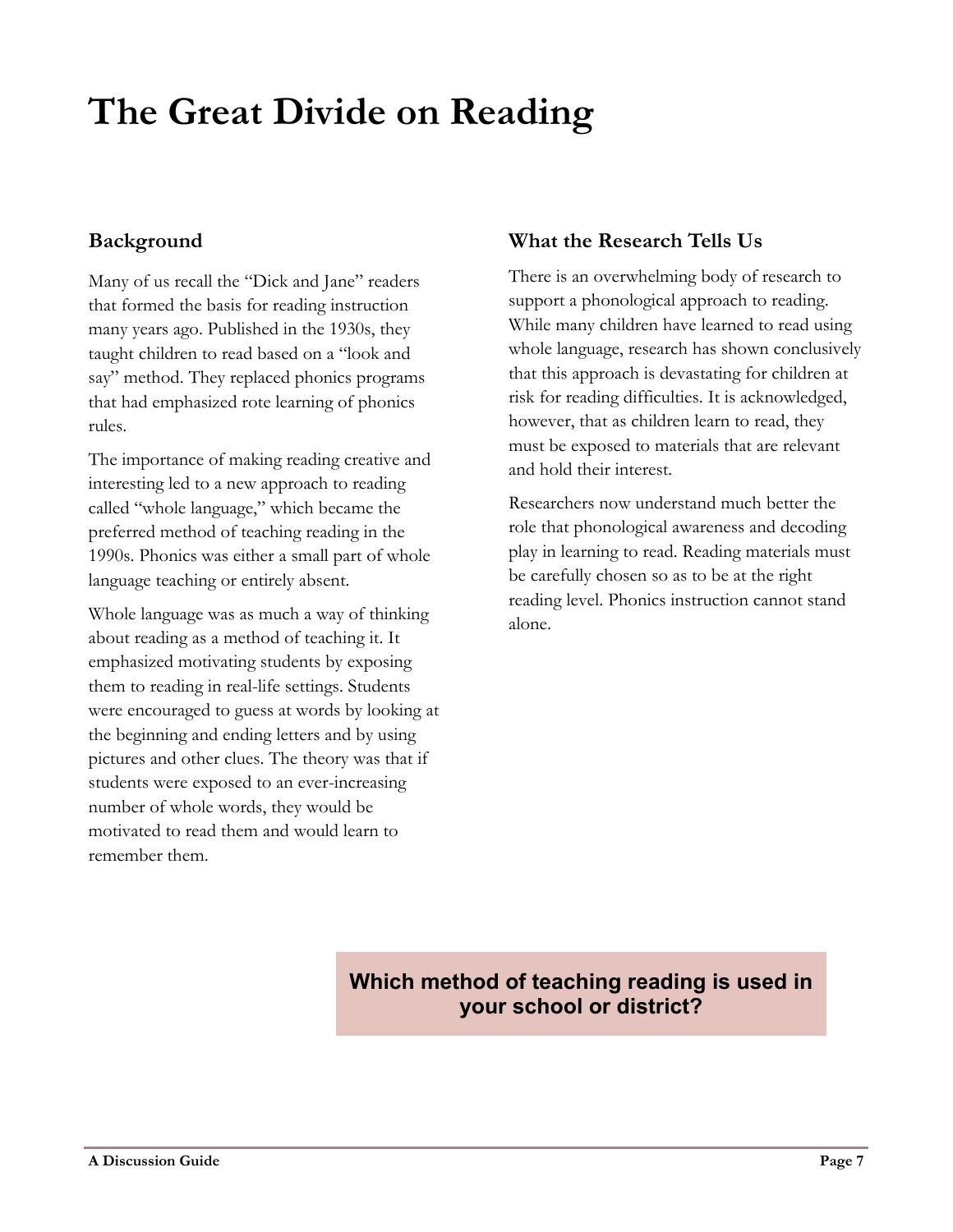# The Great Divide on Reading

## Background

Many of us recall the "Dick and Jane" readers that formed the basis for reading instruction many years ago. Published in the 1930s, they taught children to read based on a "look and say" method. They replaced phonics programs that had emphasized rote learning of phonics rules.

The importance of making reading creative and interesting led to a new approach to reading called "whole language," which became the preferred method of teaching reading in the 1990s. Phonics was either a small part of whole language teaching or entirely absent.

Whole language was as much a way of thinking about reading as a method of teaching it. It emphasized motivating students by exposing them to reading in real-life settings. Students were encouraged to guess at words by looking at the beginning and ending letters and by using pictures and other clues. The theory was that if students were exposed to an ever-increasing number of whole words, they would be motivated to read them and would learn to remember them.

## What the Research Tells Us

There is an overwhelming body of research to support a phonological approach to reading. While many children have learned to read using whole language, research has shown conclusively that this approach is devastating for children at risk for reading difficulties. It is acknowledged, however, that as children learn to read, they must be exposed to materials that are relevant and hold their interest.

Researchers now understand much better the role that phonological awareness and decoding play in learning to read. Reading materials must be carefully chosen so as to be at the right reading level. Phonics instruction cannot stand alone.

**Which method of teaching reading is used in your school or district?**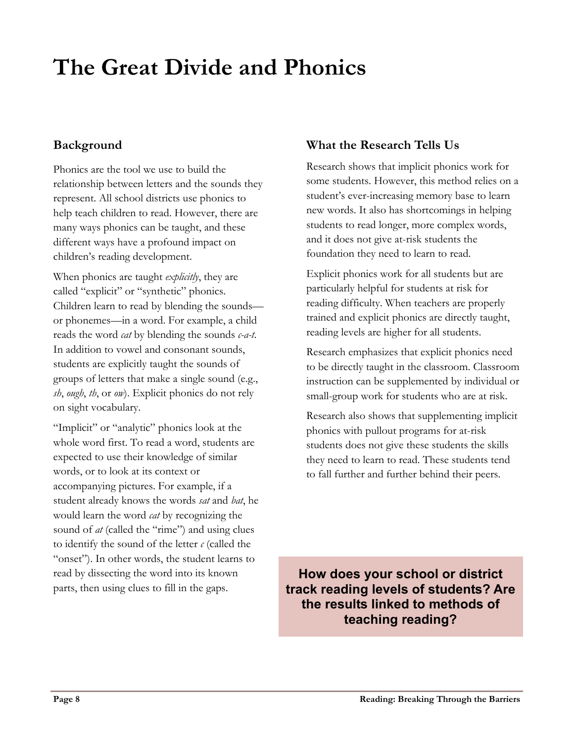# The Great Divide and Phonics

## Background

Phonics are the tool we use to build the relationship between letters and the sounds they represent. All school districts use phonics to help teach children to read. However, there are many ways phonics can be taught, and these different ways have a profound impact on children's reading development.

When phonics are taught *explicitly*, they are called "explicit" or "synthetic" phonics. Children learn to read by blending the sounds—or phonemes—in a word. For example, a child reads the word *cat* by blending the sounds *c-a-t*. In addition to vowel and consonant sounds, students are explicitly taught the sounds of groups of letters that make a single sound (e.g., *sh*, *ough*, *th*, or *ow*). Explicit phonics do not rely on sight vocabulary.

"Implicit" or "analytic" phonics look at the whole word first. To read a word, students are expected to use their knowledge of similar words, or to look at its context or accompanying pictures. For example, if a student already knows the words *sat* and *bat*, he would learn the word *cat* by recognizing the sound of *at* (called the "rime") and using clues to identify the sound of the letter *c* (called the "onset"). In other words, the student learns to read by dissecting the word into its known parts, then using clues to fill in the gaps.

## What the Research Tells Us

Research shows that implicit phonics work for some students. However, this method relies on a student's ever-increasing memory base to learn new words. It also has shortcomings in helping students to read longer, more complex words, and it does not give at-risk students the foundation they need to learn to read.

Explicit phonics work for all students but are particularly helpful for students at risk for reading difficulty. When teachers are properly trained and explicit phonics are directly taught, reading levels are higher for all students.

Research emphasizes that explicit phonics need to be directly taught in the classroom. Classroom instruction can be supplemented by individual or small-group work for students who are at risk.

Research also shows that supplementing implicit phonics with pullout programs for at-risk students does not give these students the skills they need to learn to read. These students tend to fall further and further behind their peers.

**How does your school or district track reading levels of students? Are the results linked to methods of teaching reading?**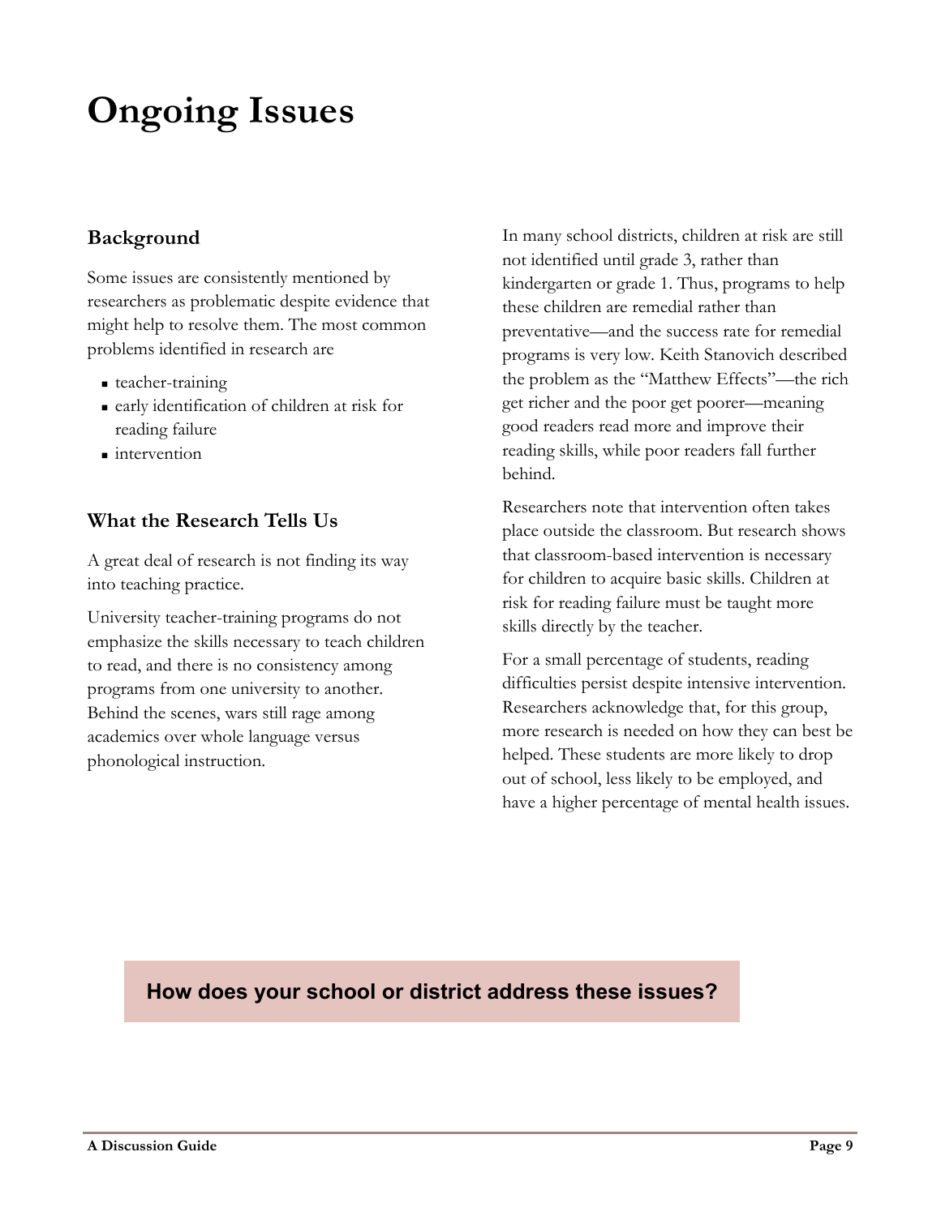# Ongoing Issues

## Background

Some issues are consistently mentioned by researchers as problematic despite evidence that might help to resolve them. The most common problems identified in research are

- teacher-training
- early identification of children at risk for reading failure
- intervention

## What the Research Tells Us

A great deal of research is not finding its way into teaching practice.

University teacher-training programs do not emphasize the skills necessary to teach children to read, and there is no consistency among programs from one university to another. Behind the scenes, wars still rage among academics over whole language versus phonological instruction.

In many school districts, children at risk are still not identified until grade 3, rather than kindergarten or grade 1. Thus, programs to help these children are remedial rather than preventative—and the success rate for remedial programs is very low. Keith Stanovich described the problem as the "Matthew Effects"—the rich get richer and the poor get poorer—meaning good readers read more and improve their reading skills, while poor readers fall further behind.

Researchers note that intervention often takes place outside the classroom. But research shows that classroom-based intervention is necessary for children to acquire basic skills. Children at risk for reading failure must be taught more skills directly by the teacher.

For a small percentage of students, reading difficulties persist despite intensive intervention. Researchers acknowledge that, for this group, more research is needed on how they can best be helped. These students are more likely to drop out of school, less likely to be employed, and have a higher percentage of mental health issues.

**How does your school or district address these issues?**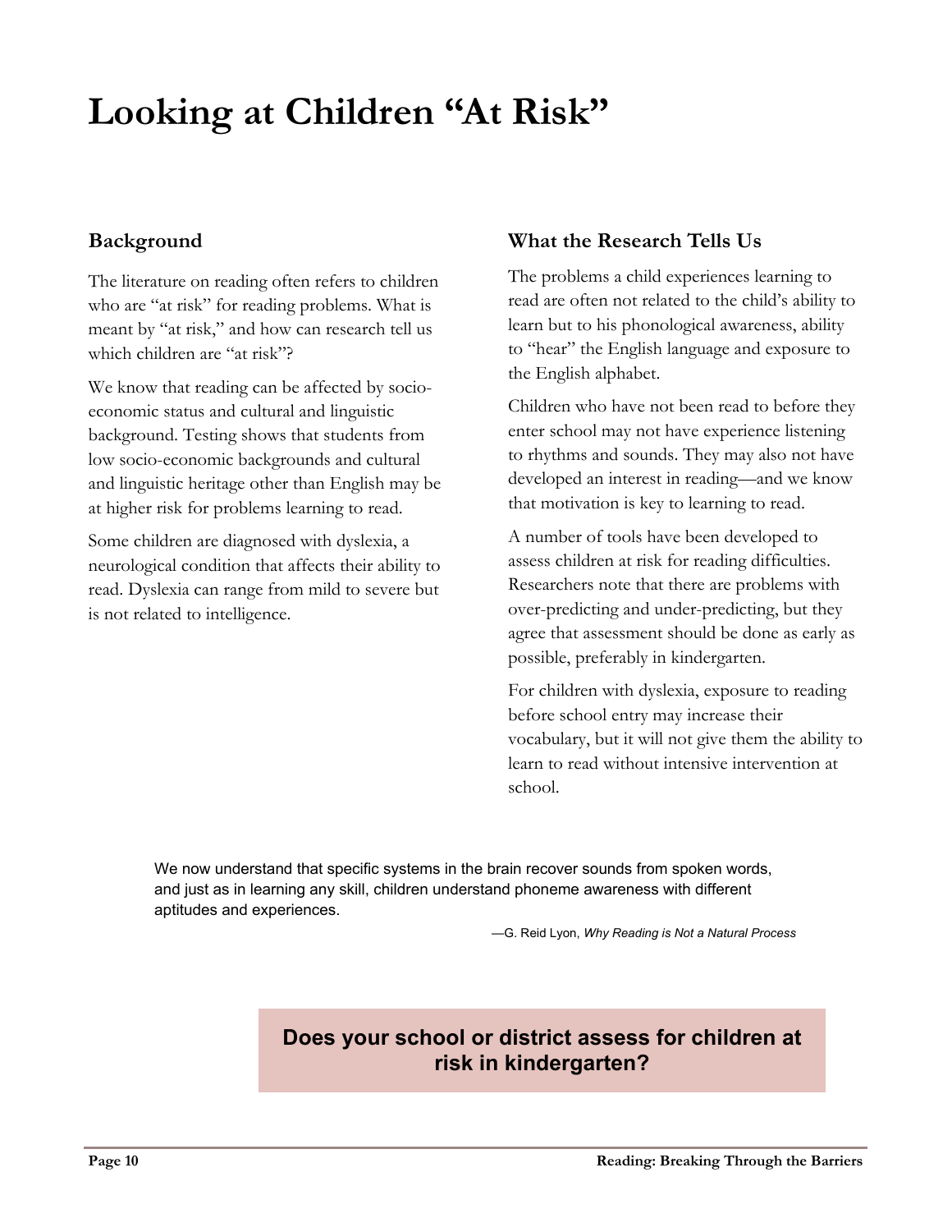# Looking at Children "At Risk"

## Background

The literature on reading often refers to children who are "at risk" for reading problems. What is meant by "at risk," and how can research tell us which children are "at risk"?

We know that reading can be affected by socio-economic status and cultural and linguistic background. Testing shows that students from low socio-economic backgrounds and cultural and linguistic heritage other than English may be at higher risk for problems learning to read.

Some children are diagnosed with dyslexia, a neurological condition that affects their ability to read. Dyslexia can range from mild to severe but is not related to intelligence.

## What the Research Tells Us

The problems a child experiences learning to read are often not related to the child's ability to learn but to his phonological awareness, ability to "hear" the English language and exposure to the English alphabet.

Children who have not been read to before they enter school may not have experience listening to rhythms and sounds. They may also not have developed an interest in reading—and we know that motivation is key to learning to read.

A number of tools have been developed to assess children at risk for reading difficulties. Researchers note that there are problems with over-predicting and under-predicting, but they agree that assessment should be done as early as possible, preferably in kindergarten.

For children with dyslexia, exposure to reading before school entry may increase their vocabulary, but it will not give them the ability to learn to read without intensive intervention at school.

> We now understand that specific systems in the brain recover sounds from spoken words, and just as in learning any skill, children understand phoneme awareness with different aptitudes and experiences.
>
> —G. Reid Lyon, *Why Reading is Not a Natural Process*

**Does your school or district assess for children at risk in kindergarten?**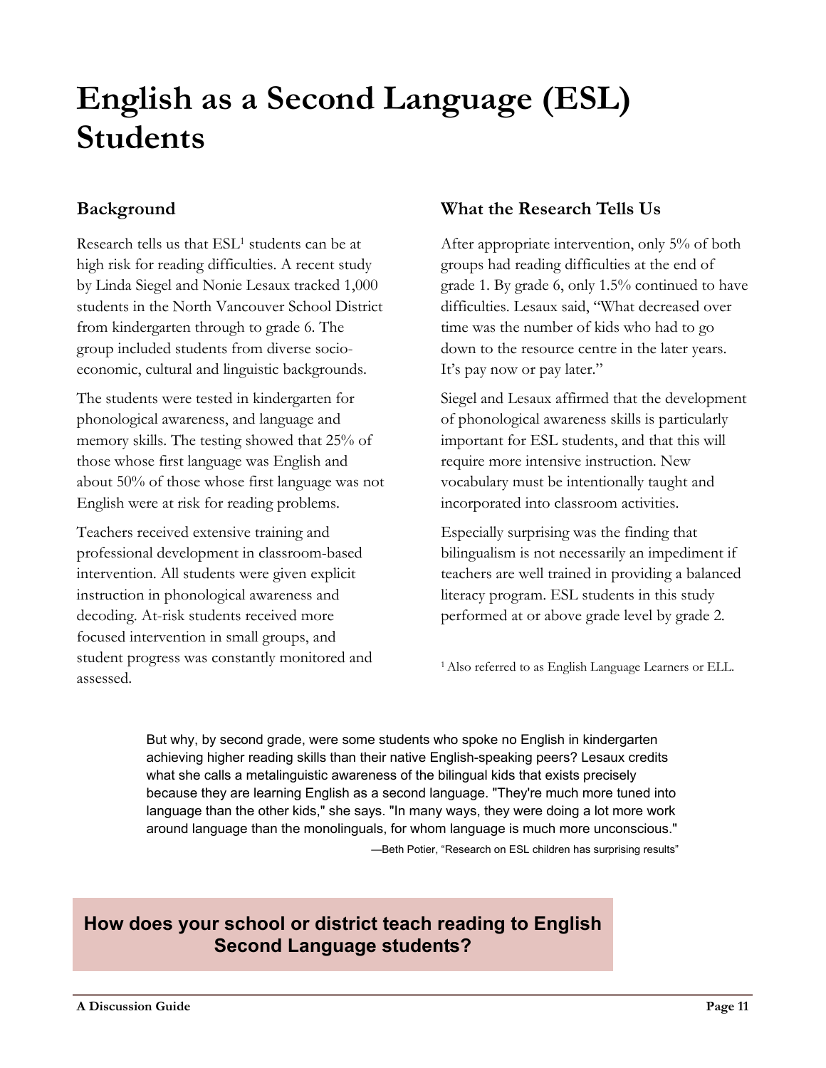# English as a Second Language (ESL) Students

## Background

Research tells us that ESL[1] students can be at high risk for reading difficulties. A recent study by Linda Siegel and Nonie Lesaux tracked 1,000 students in the North Vancouver School District from kindergarten through to grade 6. The group included students from diverse socio-economic, cultural and linguistic backgrounds.

The students were tested in kindergarten for phonological awareness, and language and memory skills. The testing showed that 25% of those whose first language was English and about 50% of those whose first language was not English were at risk for reading problems.

Teachers received extensive training and professional development in classroom-based intervention. All students were given explicit instruction in phonological awareness and decoding. At-risk students received more focused intervention in small groups, and student progress was constantly monitored and assessed.

## What the Research Tells Us

After appropriate intervention, only 5% of both groups had reading difficulties at the end of grade 1. By grade 6, only 1.5% continued to have difficulties. Lesaux said, "What decreased over time was the number of kids who had to go down to the resource centre in the later years. It's pay now or pay later."

Siegel and Lesaux affirmed that the development of phonological awareness skills is particularly important for ESL students, and that this will require more intensive instruction. New vocabulary must be intentionally taught and incorporated into classroom activities.

Especially surprising was the finding that bilingualism is not necessarily an impediment if teachers are well trained in providing a balanced literacy program. ESL students in this study performed at or above grade level by grade 2.

[1] Also referred to as English Language Learners or ELL.

> But why, by second grade, were some students who spoke no English in kindergarten achieving higher reading skills than their native English-speaking peers? Lesaux credits what she calls a metalinguistic awareness of the bilingual kids that exists precisely because they are learning English as a second language. "They're much more tuned into language than the other kids," she says. "In many ways, they were doing a lot more work around language than the monolinguals, for whom language is much more unconscious."
>
> —Beth Potier, "Research on ESL children has surprising results"

**How does your school or district teach reading to English Second Language students?**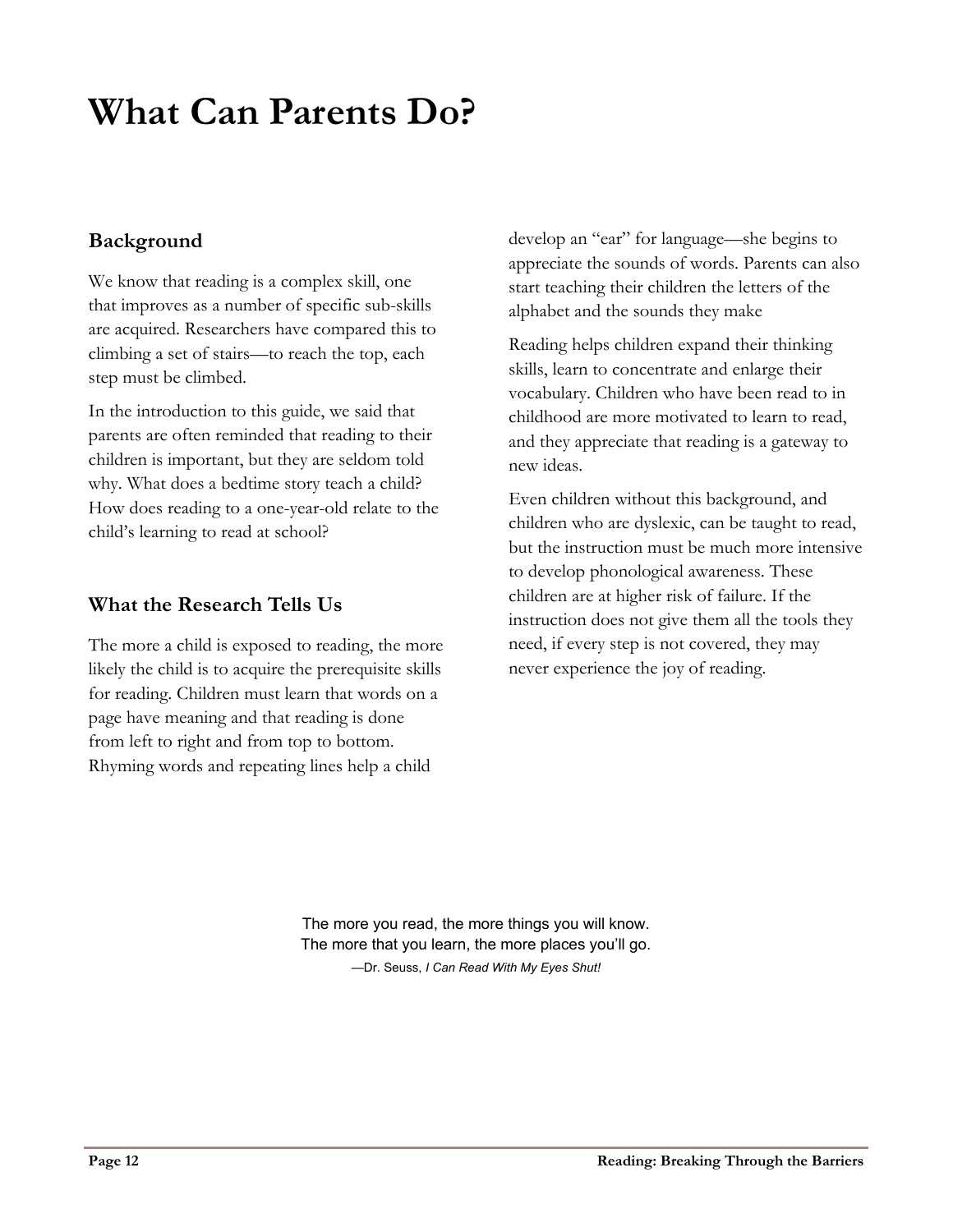# What Can Parents Do?

## Background

We know that reading is a complex skill, one that improves as a number of specific sub-skills are acquired. Researchers have compared this to climbing a set of stairs—to reach the top, each step must be climbed.

In the introduction to this guide, we said that parents are often reminded that reading to their children is important, but they are seldom told why. What does a bedtime story teach a child? How does reading to a one-year-old relate to the child's learning to read at school?

## What the Research Tells Us

The more a child is exposed to reading, the more likely the child is to acquire the prerequisite skills for reading. Children must learn that words on a page have meaning and that reading is done from left to right and from top to bottom. Rhyming words and repeating lines help a child develop an "ear" for language—she begins to appreciate the sounds of words. Parents can also start teaching their children the letters of the alphabet and the sounds they make

Reading helps children expand their thinking skills, learn to concentrate and enlarge their vocabulary. Children who have been read to in childhood are more motivated to learn to read, and they appreciate that reading is a gateway to new ideas.

Even children without this background, and children who are dyslexic, can be taught to read, but the instruction must be much more intensive to develop phonological awareness. These children are at higher risk of failure. If the instruction does not give them all the tools they need, if every step is not covered, they may never experience the joy of reading.

> The more you read, the more things you will know.
> The more that you learn, the more places you'll go.
>
> —Dr. Seuss, *I Can Read With My Eyes Shut!*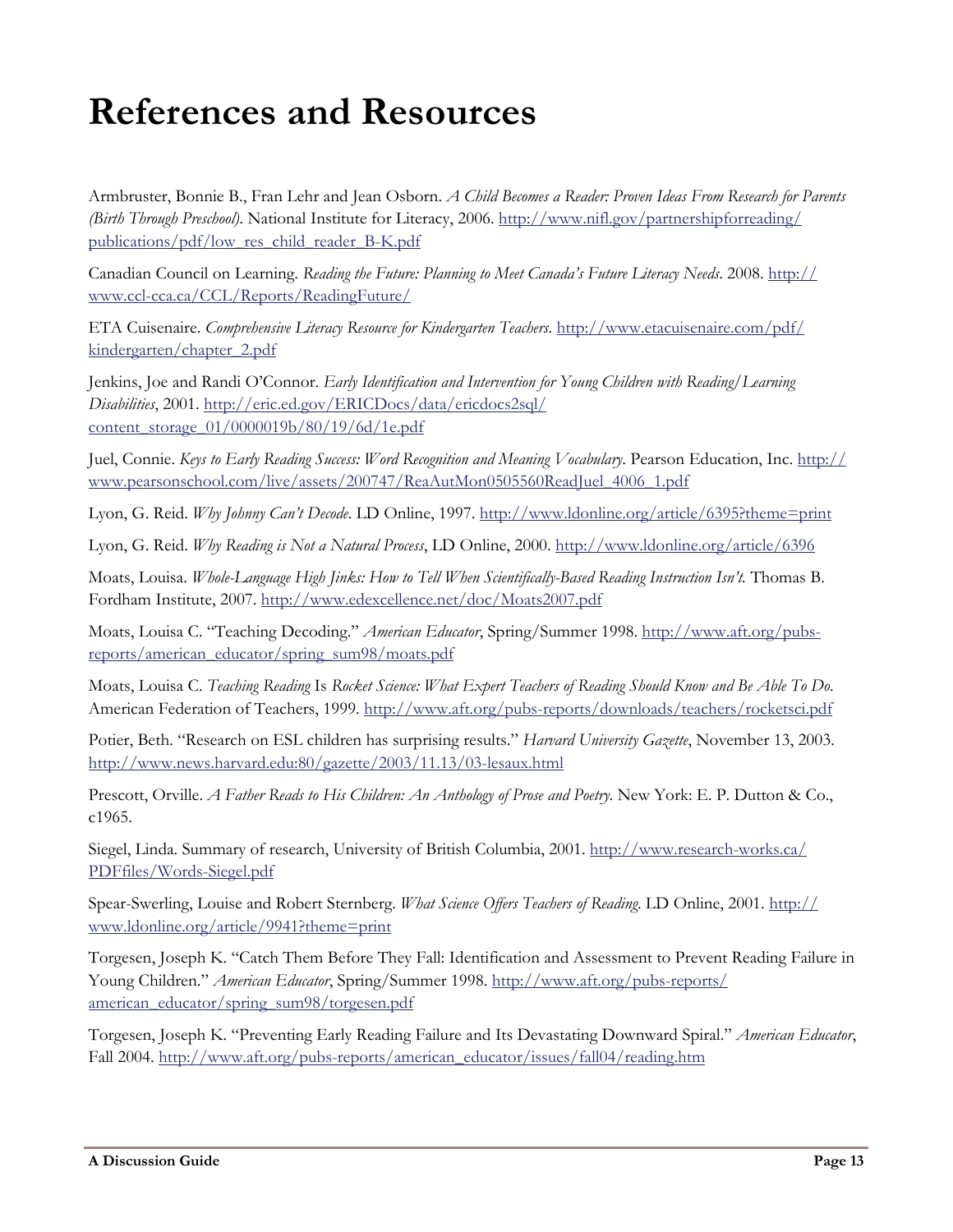# References and Resources

Armbruster, Bonnie B., Fran Lehr and Jean Osborn. *A Child Becomes a Reader: Proven Ideas From Research for Parents (Birth Through Preschool)*. National Institute for Literacy, 2006. http://www.nifl.gov/partnershipforreading/publications/pdf/low_res_child_reader_B-K.pdf

Canadian Council on Learning. *Reading the Future: Planning to Meet Canada's Future Literacy Needs*. 2008. http://www.ccl-cca.ca/CCL/Reports/ReadingFuture/

ETA Cuisenaire. *Comprehensive Literacy Resource for Kindergarten Teachers*. http://www.etacuisenaire.com/pdf/kindergarten/chapter_2.pdf

Jenkins, Joe and Randi O'Connor. *Early Identification and Intervention for Young Children with Reading/Learning Disabilities*, 2001. http://eric.ed.gov/ERICDocs/data/ericdocs2sql/content_storage_01/0000019b/80/19/6d/1e.pdf

Juel, Connie. *Keys to Early Reading Success: Word Recognition and Meaning Vocabulary*. Pearson Education, Inc. http://www.pearsonschool.com/live/assets/200747/ReaAutMon0505560ReadJuel_4006_1.pdf

Lyon, G. Reid. *Why Johnny Can't Decode*. LD Online, 1997. http://www.ldonline.org/article/6395?theme=print

Lyon, G. Reid. *Why Reading is Not a Natural Process*, LD Online, 2000. http://www.ldonline.org/article/6396

Moats, Louisa. *Whole-Language High Jinks: How to Tell When Scientifically-Based Reading Instruction Isn't.* Thomas B. Fordham Institute, 2007. http://www.edexcellence.net/doc/Moats2007.pdf

Moats, Louisa C. "Teaching Decoding." *American Educator*, Spring/Summer 1998. http://www.aft.org/pubs-reports/american_educator/spring_sum98/moats.pdf

Moats, Louisa C. *Teaching Reading* Is *Rocket Science: What Expert Teachers of Reading Should Know and Be Able To Do*. American Federation of Teachers, 1999. http://www.aft.org/pubs-reports/downloads/teachers/rocketsci.pdf

Potier, Beth. "Research on ESL children has surprising results." *Harvard University Gazette*, November 13, 2003. http://www.news.harvard.edu:80/gazette/2003/11.13/03-lesaux.html

Prescott, Orville. *A Father Reads to His Children: An Anthology of Prose and Poetry*. New York: E. P. Dutton & Co., c1965.

Siegel, Linda. Summary of research, University of British Columbia, 2001. http://www.research-works.ca/PDFfiles/Words-Siegel.pdf

Spear-Swerling, Louise and Robert Sternberg. *What Science Offers Teachers of Reading*. LD Online, 2001. http://www.ldonline.org/article/9941?theme=print

Torgesen, Joseph K. "Catch Them Before They Fall: Identification and Assessment to Prevent Reading Failure in Young Children." *American Educator*, Spring/Summer 1998. http://www.aft.org/pubs-reports/american_educator/spring_sum98/torgesen.pdf

Torgesen, Joseph K. "Preventing Early Reading Failure and Its Devastating Downward Spiral." *American Educator*, Fall 2004. http://www.aft.org/pubs-reports/american_educator/issues/fall04/reading.htm